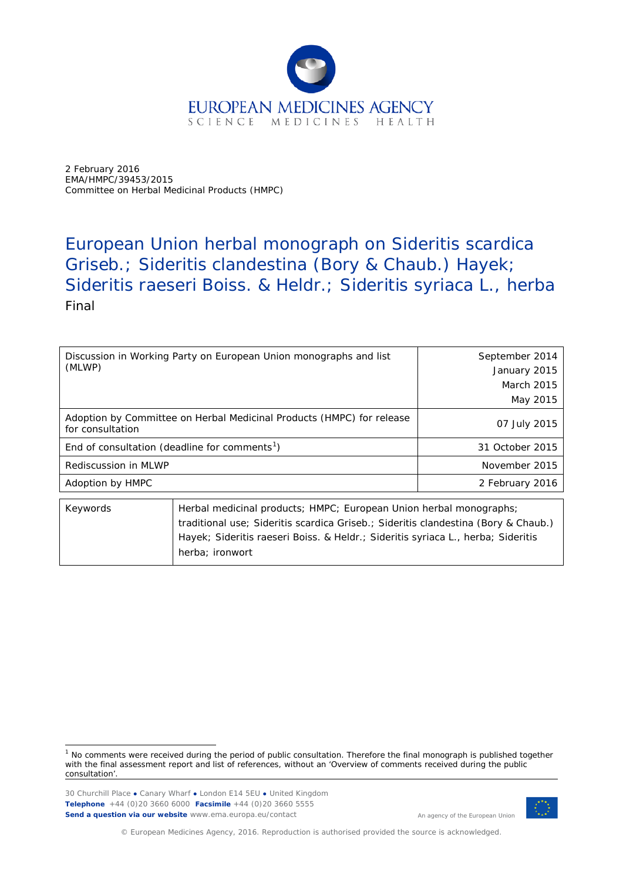EUROPEAN MEDICINES AGENCY
SCIENCE MEDICINES HEALTH

2 February 2016
EMA/HMPC/39453/2015
Committee on Herbal Medicinal Products (HMPC)

# European Union herbal monograph on Sideritis scardica Griseb.; Sideritis clandestina (Bory & Chaub.) Hayek; Sideritis raeseri Boiss. & Heldr.; Sideritis syriaca L., herba

Final

| | |
|---|---|
| Discussion in Working Party on European Union monographs and list (MLWP) | September 2014<br>January 2015<br>March 2015<br>May 2015 |
| Adoption by Committee on Herbal Medicinal Products (HMPC) for release for consultation | 07 July 2015 |
| End of consultation (deadline for comments[1]) | 31 October 2015 |
| Rediscussion in MLWP | November 2015 |
| Adoption by HMPC | 2 February 2016 |

| | |
|---|---|
| Keywords | Herbal medicinal products; HMPC; European Union herbal monographs; traditional use; Sideritis scardica Griseb.; Sideritis clandestina (Bory & Chaub.) Hayek; Sideritis raeseri Boiss. & Heldr.; Sideritis syriaca L., herba; Sideritis herba; ironwort |

[1] No comments were received during the period of public consultation. Therefore the final monograph is published together with the final assessment report and list of references, without an 'Overview of comments received during the public consultation'.

30 Churchill Place ● Canary Wharf ● London E14 5EU ● United Kingdom
**Telephone** +44 (0)20 3660 6000 **Facsimile** +44 (0)20 3660 5555
**Send a question via our website** www.ema.europa.eu/contact

An agency of the European Union

© European Medicines Agency, 2016. Reproduction is authorised provided the source is acknowledged.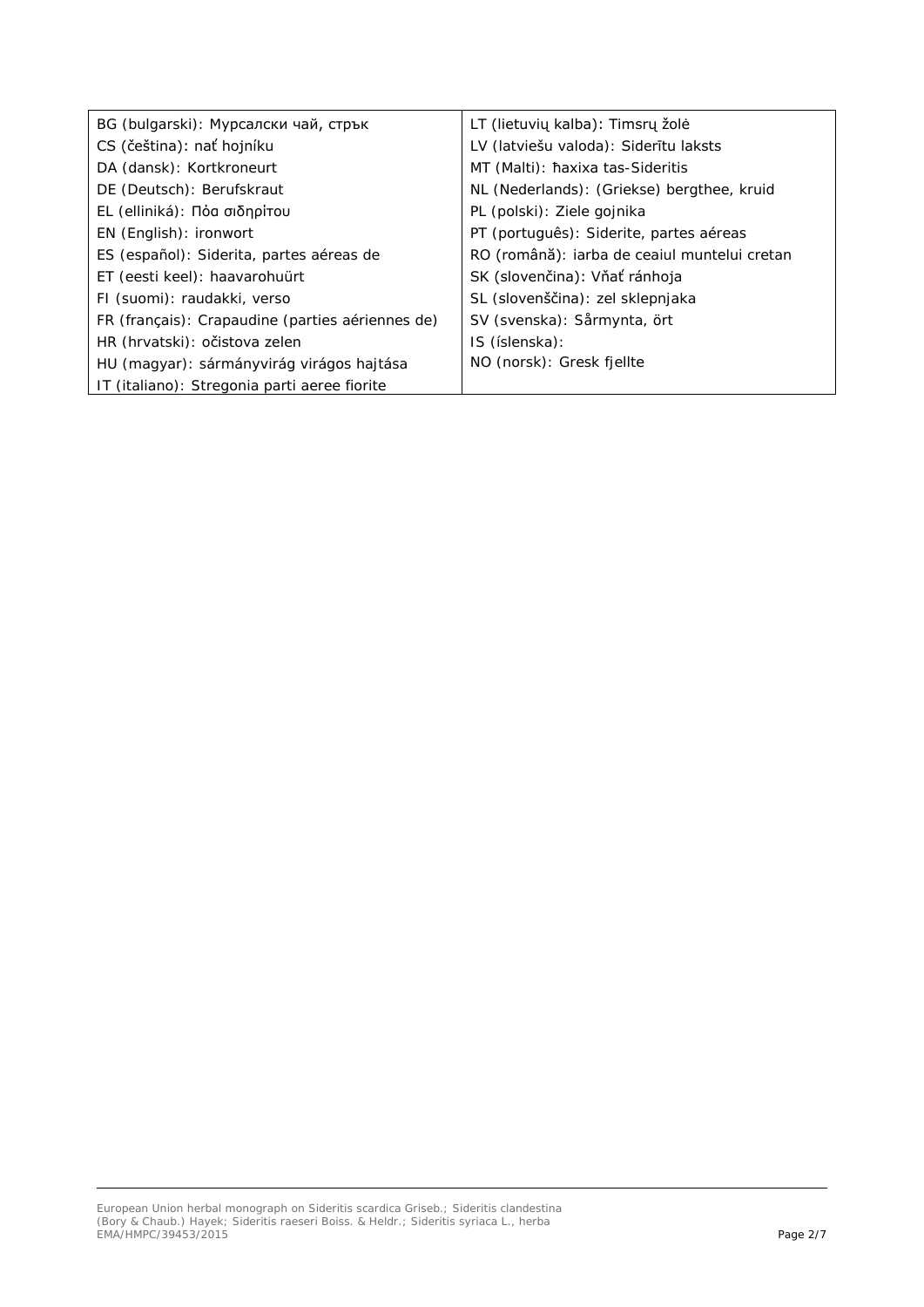| | |
|---|---|
| BG (bulgarski): Мурсалски чай, стрък | LT (lietuvių kalba): Timsrų žolė |
| CS (čeština): nať hojníku | LV (latviešu valoda): Siderītu laksts |
| DA (dansk): Kortkroneurt | MT (Malti): ħaxixa tas-Sideritis |
| DE (Deutsch): Berufskraut | NL (Nederlands): (Griekse) bergthee, kruid |
| EL (elliniká): Πόα σιδηρίτου | PL (polski): Ziele gojnika |
| EN (English): ironwort | PT (português): Siderite, partes aéreas |
| ES (español): Siderita, partes aéreas de | RO (română): iarba de ceaiul muntelui cretan |
| ET (eesti keel): haavarohuürt | SK (slovenčina): Vňať ránhoja |
| FI (suomi): raudakki, verso | SL (slovenščina): zel sklepnjaka |
| FR (français): Crapaudine (parties aériennes de) | SV (svenska): Sårmynta, ört |
| HR (hrvatski): očistova zelen | IS (íslenska): |
| HU (magyar): sármányvirág virágos hajtása | NO (norsk): Gresk fjellte |
| IT (italiano): Stregonia parti aeree fiorite | |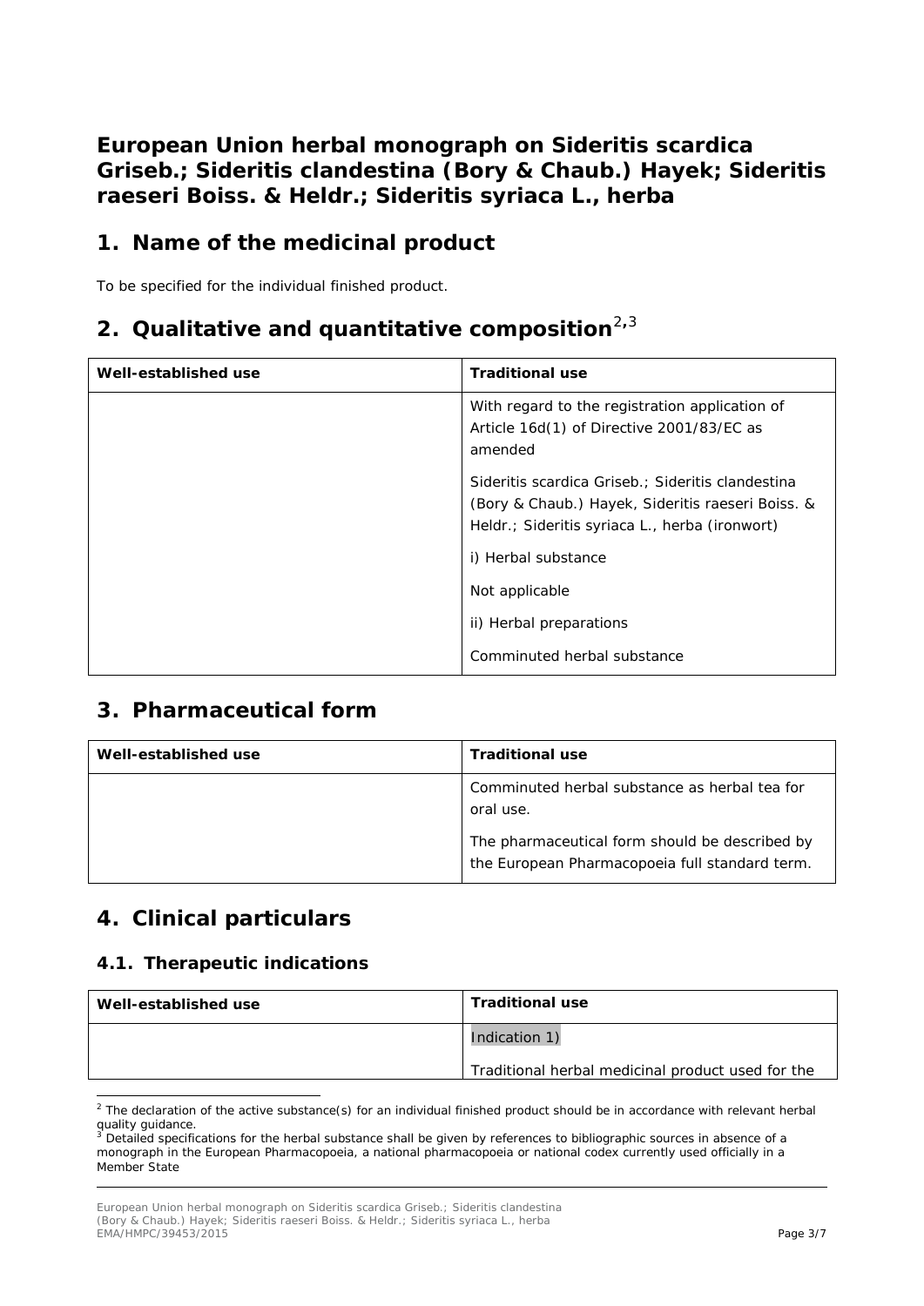# European Union herbal monograph on Sideritis scardica Griseb.; Sideritis clandestina (Bory & Chaub.) Hayek; Sideritis raeseri Boiss. & Heldr.; Sideritis syriaca L., herba

## 1. Name of the medicinal product

To be specified for the individual finished product.

## 2. Qualitative and quantitative composition[2,3]

| Well-established use | Traditional use |
| --- | --- |
| | With regard to the registration application of Article 16d(1) of Directive 2001/83/EC as amended<br><br>Sideritis scardica Griseb.; Sideritis clandestina (Bory & Chaub.) Hayek, Sideritis raeseri Boiss. & Heldr.; Sideritis syriaca L., herba (ironwort)<br><br>i) Herbal substance<br><br>Not applicable<br><br>ii) Herbal preparations<br><br>Comminuted herbal substance |

## 3. Pharmaceutical form

| Well-established use | Traditional use |
| --- | --- |
| | Comminuted herbal substance as herbal tea for oral use.<br><br>The pharmaceutical form should be described by the European Pharmacopoeia full standard term. |

## 4. Clinical particulars

### 4.1. Therapeutic indications

| Well-established use | Traditional use |
| --- | --- |
| | Indication 1)<br><br>Traditional herbal medicinal product used for the |

[2] The declaration of the active substance(s) for an individual finished product should be in accordance with relevant herbal quality guidance.

[3] Detailed specifications for the herbal substance shall be given by references to bibliographic sources in absence of a monograph in the European Pharmacopoeia, a national pharmacopoeia or national codex currently used officially in a Member State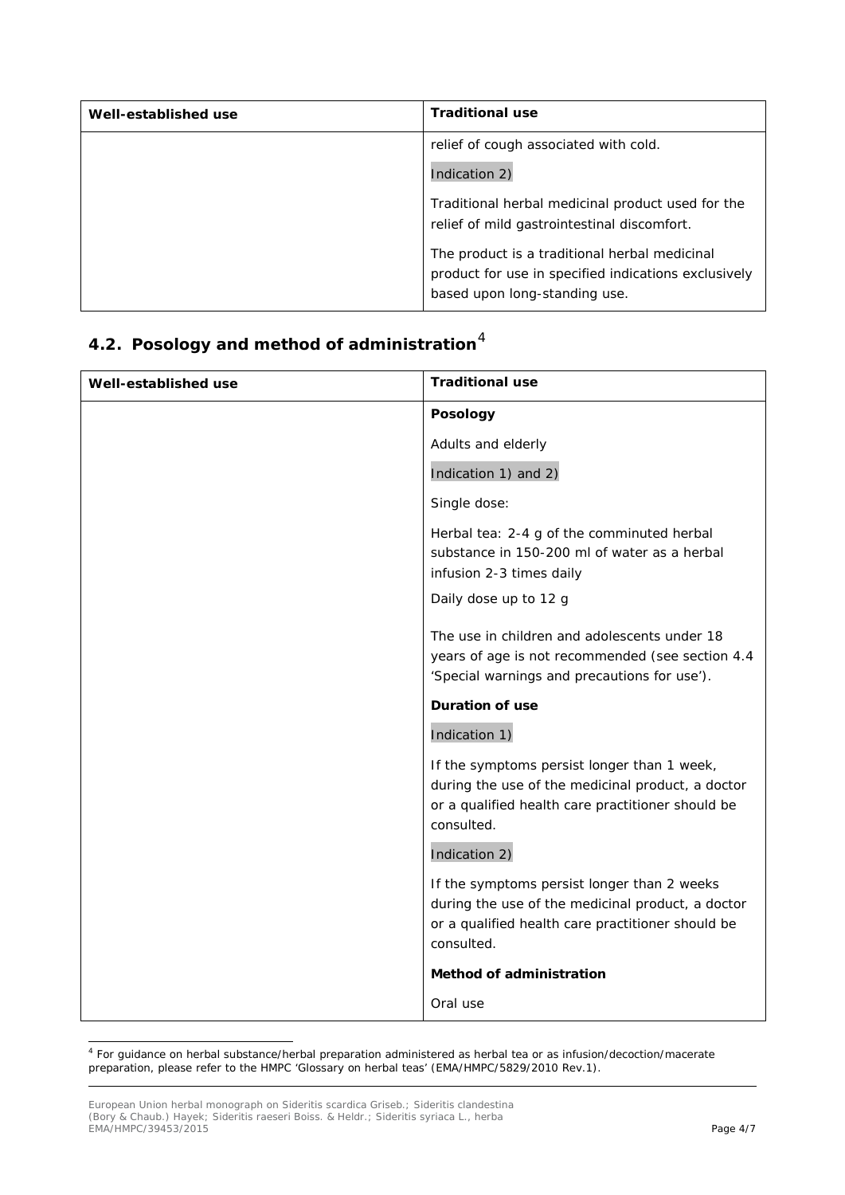| Well-established use | Traditional use |
| --- | --- |
| | relief of cough associated with cold.<br><br>Indication 2)<br><br>Traditional herbal medicinal product used for the relief of mild gastrointestinal discomfort.<br><br>The product is a traditional herbal medicinal product for use in specified indications exclusively based upon long-standing use. |

## 4.2. Posology and method of administration[4]

| Well-established use | Traditional use |
| --- | --- |
| | **Posology**<br><br>Adults and elderly<br><br>Indication 1) and 2)<br><br>Single dose:<br><br>Herbal tea: 2-4 g of the comminuted herbal substance in 150-200 ml of water as a herbal infusion 2-3 times daily<br><br>Daily dose up to 12 g<br><br>The use in children and adolescents under 18 years of age is not recommended (see section 4.4 'Special warnings and precautions for use').<br><br>**Duration of use**<br><br>Indication 1)<br><br>If the symptoms persist longer than 1 week, during the use of the medicinal product, a doctor or a qualified health care practitioner should be consulted.<br><br>Indication 2)<br><br>If the symptoms persist longer than 2 weeks during the use of the medicinal product, a doctor or a qualified health care practitioner should be consulted.<br><br>**Method of administration**<br><br>Oral use |

[4] For guidance on herbal substance/herbal preparation administered as herbal tea or as infusion/decoction/macerate preparation, please refer to the HMPC 'Glossary on herbal teas' (EMA/HMPC/5829/2010 Rev.1).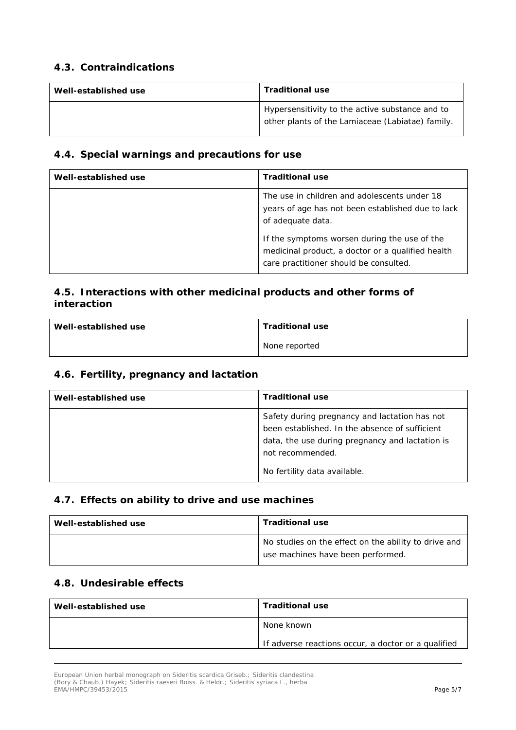### 4.3. Contraindications

| Well-established use | Traditional use |
| --- | --- |
| | Hypersensitivity to the active substance and to other plants of the Lamiaceae (Labiatae) family. |

### 4.4. Special warnings and precautions for use

| Well-established use | Traditional use |
| --- | --- |
| | The use in children and adolescents under 18 years of age has not been established due to lack of adequate data.<br><br>If the symptoms worsen during the use of the medicinal product, a doctor or a qualified health care practitioner should be consulted. |

### 4.5. Interactions with other medicinal products and other forms of interaction

| Well-established use | Traditional use |
| --- | --- |
| | None reported |

### 4.6. Fertility, pregnancy and lactation

| Well-established use | Traditional use |
| --- | --- |
| | Safety during pregnancy and lactation has not been established. In the absence of sufficient data, the use during pregnancy and lactation is not recommended.<br><br>No fertility data available. |

### 4.7. Effects on ability to drive and use machines

| Well-established use | Traditional use |
| --- | --- |
| | No studies on the effect on the ability to drive and use machines have been performed. |

### 4.8. Undesirable effects

| Well-established use | Traditional use |
| --- | --- |
| | None known<br><br>If adverse reactions occur, a doctor or a qualified |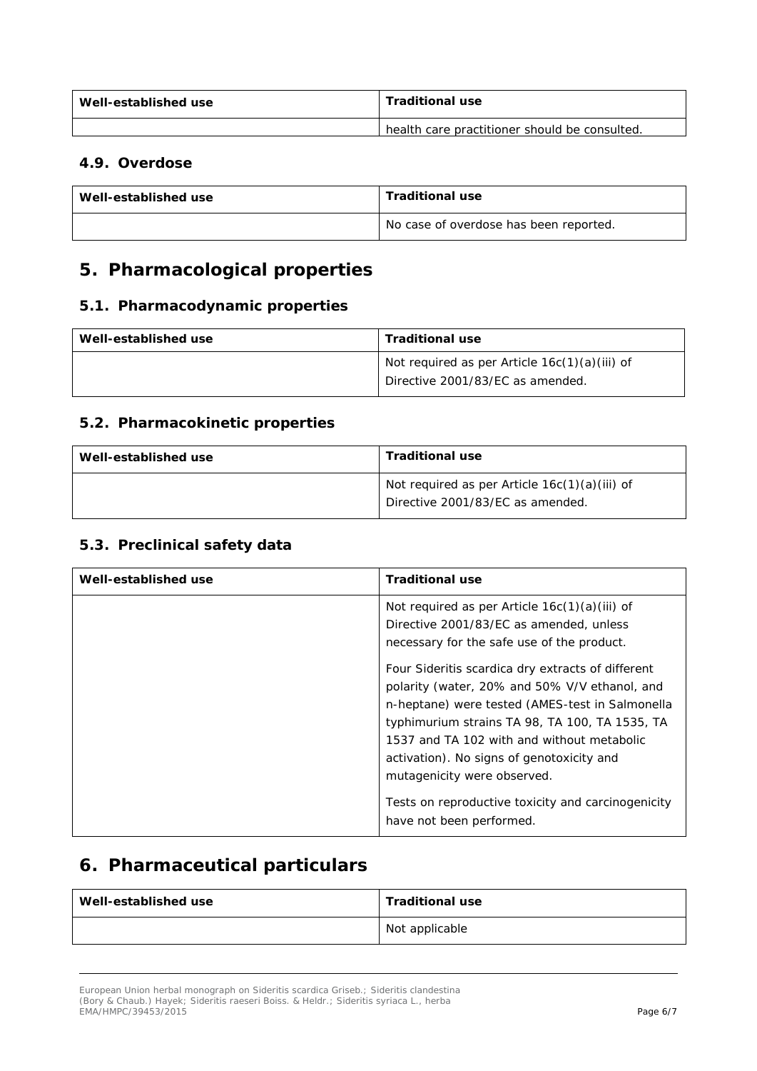| Well-established use | Traditional use |
| --- | --- |
| | health care practitioner should be consulted. |

### 4.9. Overdose

| Well-established use | Traditional use |
| --- | --- |
| | No case of overdose has been reported. |

## 5. Pharmacological properties

### 5.1. Pharmacodynamic properties

| Well-established use | Traditional use |
| --- | --- |
| | Not required as per Article 16c(1)(a)(iii) of Directive 2001/83/EC as amended. |

### 5.2. Pharmacokinetic properties

| Well-established use | Traditional use |
| --- | --- |
| | Not required as per Article 16c(1)(a)(iii) of Directive 2001/83/EC as amended. |

### 5.3. Preclinical safety data

| Well-established use | Traditional use |
| --- | --- |
| | Not required as per Article 16c(1)(a)(iii) of Directive 2001/83/EC as amended, unless necessary for the safe use of the product.<br><br>Four Sideritis scardica dry extracts of different polarity (water, 20% and 50% V/V ethanol, and n-heptane) were tested (AMES-test in Salmonella typhimurium strains TA 98, TA 100, TA 1535, TA 1537 and TA 102 with and without metabolic activation). No signs of genotoxicity and mutagenicity were observed.<br><br>Tests on reproductive toxicity and carcinogenicity have not been performed. |

## 6. Pharmaceutical particulars

| Well-established use | Traditional use |
| --- | --- |
| | Not applicable |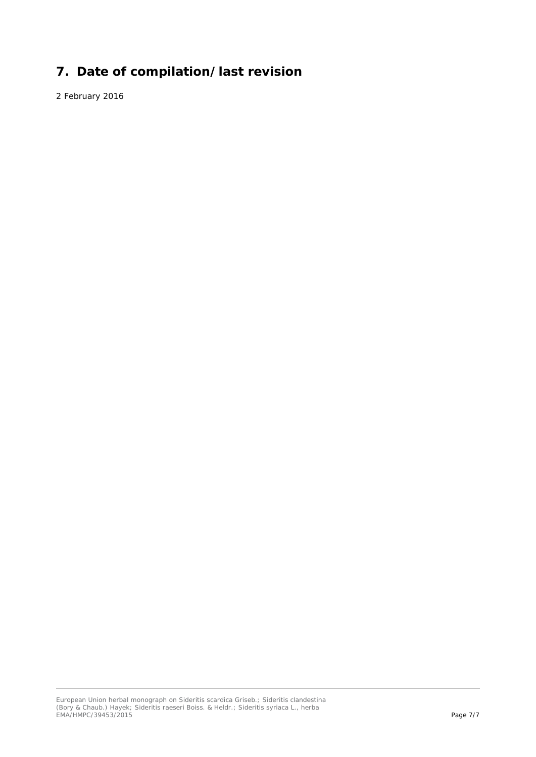## 7. Date of compilation/last revision

2 February 2016